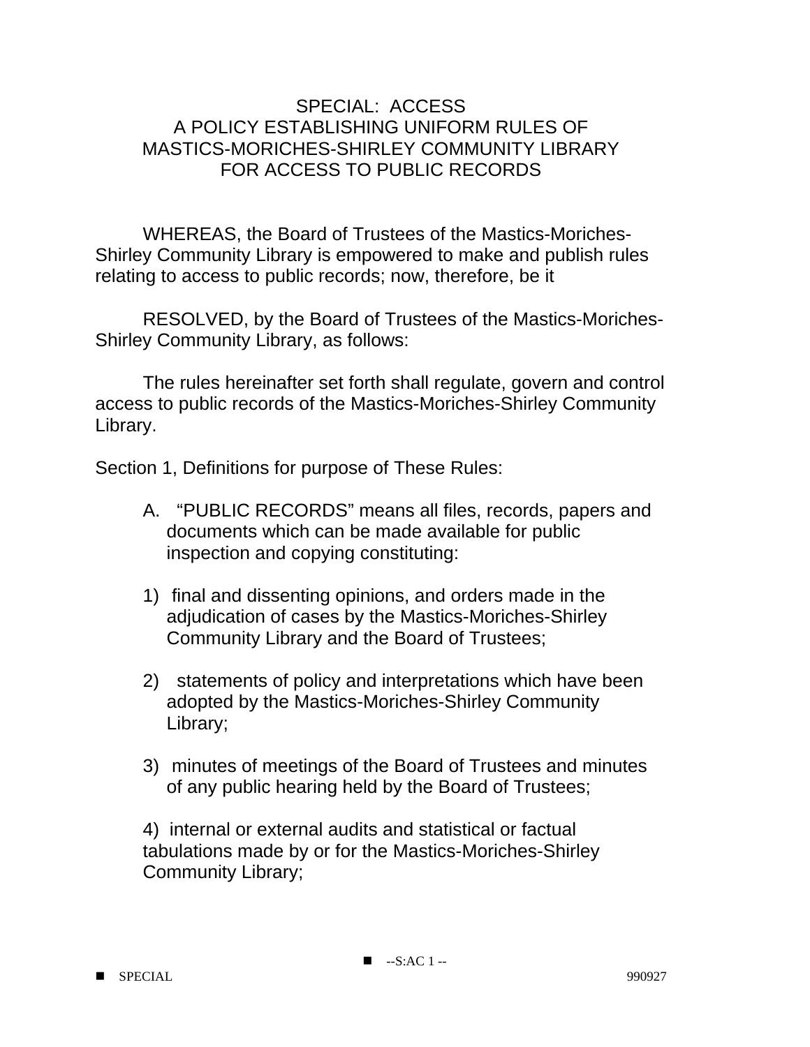# SPECIAL: ACCESS
# A POLICY ESTABLISHING UNIFORM RULES OF MASTICS-MORICHES-SHIRLEY COMMUNITY LIBRARY FOR ACCESS TO PUBLIC RECORDS

WHEREAS, the Board of Trustees of the Mastics-Moriches-Shirley Community Library is empowered to make and publish rules relating to access to public records; now, therefore, be it

RESOLVED, by the Board of Trustees of the Mastics-Moriches-Shirley Community Library, as follows:

The rules hereinafter set forth shall regulate, govern and control access to public records of the Mastics-Moriches-Shirley Community Library.

Section 1, Definitions for purpose of These Rules:

A. "PUBLIC RECORDS" means all files, records, papers and documents which can be made available for public inspection and copying constituting:

1) final and dissenting opinions, and orders made in the adjudication of cases by the Mastics-Moriches-Shirley Community Library and the Board of Trustees;

2) statements of policy and interpretations which have been adopted by the Mastics-Moriches-Shirley Community Library;

3) minutes of meetings of the Board of Trustees and minutes of any public hearing held by the Board of Trustees;

4) internal or external audits and statistical or factual tabulations made by or for the Mastics-Moriches-Shirley Community Library;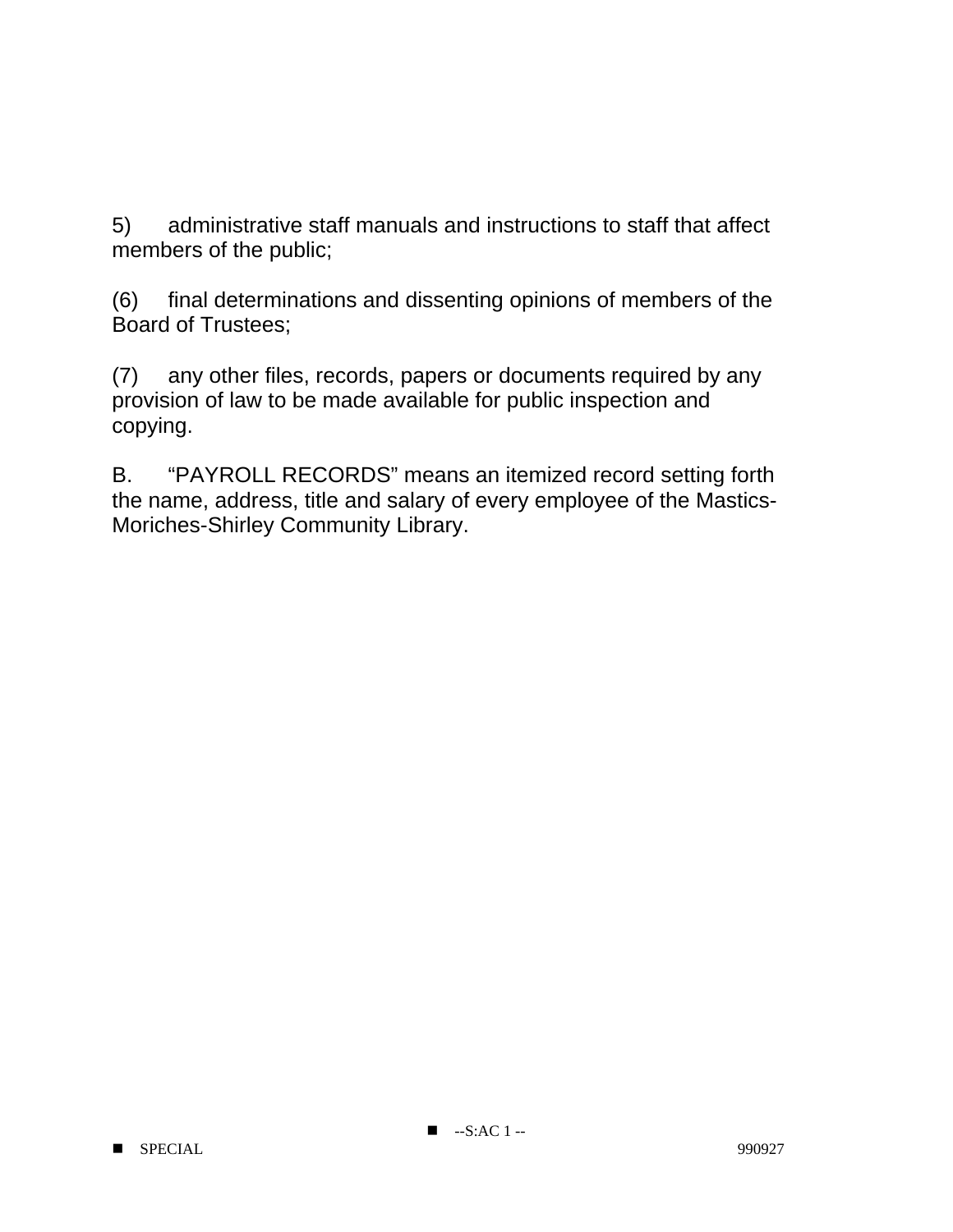5) administrative staff manuals and instructions to staff that affect members of the public;

(6) final determinations and dissenting opinions of members of the Board of Trustees;

(7) any other files, records, papers or documents required by any provision of law to be made available for public inspection and copying.

B. “PAYROLL RECORDS” means an itemized record setting forth the name, address, title and salary of every employee of the Mastics-Moriches-Shirley Community Library.